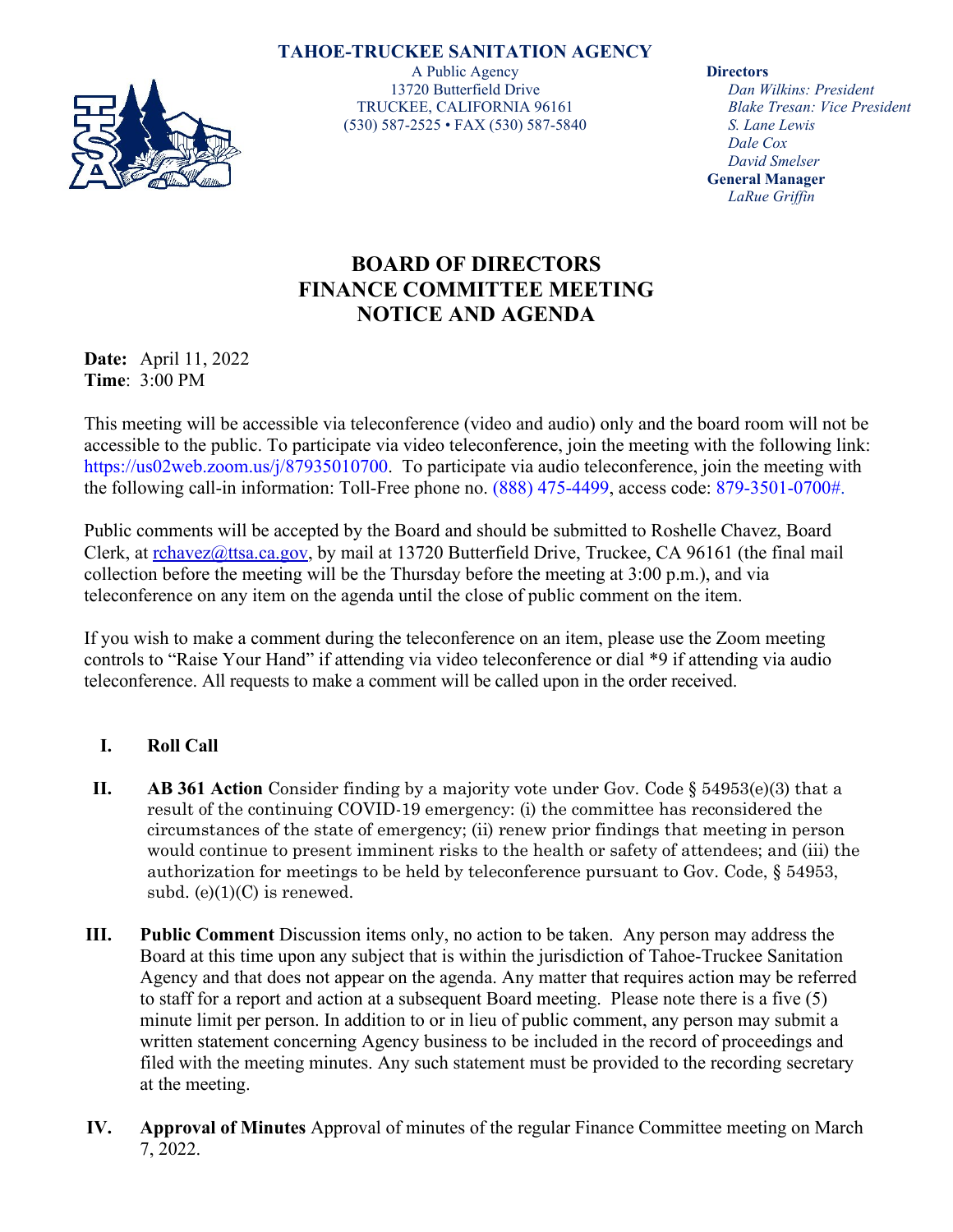**TAHOE-TRUCKEE SANITATION AGENCY**

A Public Agency
13720 Butterfield Drive
TRUCKEE, CALIFORNIA 96161
(530) 587-2525 • FAX (530) 587-5840

**Directors**
*Dan Wilkins: President*
*Blake Tresan: Vice President*
*S. Lane Lewis*
*Dale Cox*
*David Smelser*
**General Manager**
*LaRue Griffin*

# BOARD OF DIRECTORS
# FINANCE COMMITTEE MEETING
# NOTICE AND AGENDA

**Date:** April 11, 2022
**Time**: 3:00 PM

This meeting will be accessible via teleconference (video and audio) only and the board room will not be accessible to the public. To participate via video teleconference, join the meeting with the following link: https://us02web.zoom.us/j/87935010700. To participate via audio teleconference, join the meeting with the following call-in information: Toll-Free phone no. (888) 475-4499, access code: 879-3501-0700#.

Public comments will be accepted by the Board and should be submitted to Roshelle Chavez, Board Clerk, at rchavez@ttsa.ca.gov, by mail at 13720 Butterfield Drive, Truckee, CA 96161 (the final mail collection before the meeting will be the Thursday before the meeting at 3:00 p.m.), and via teleconference on any item on the agenda until the close of public comment on the item.

If you wish to make a comment during the teleconference on an item, please use the Zoom meeting controls to "Raise Your Hand" if attending via video teleconference or dial *9 if attending via audio teleconference. All requests to make a comment will be called upon in the order received.

**I. Roll Call**

**II. AB 361 Action** Consider finding by a majority vote under Gov. Code § 54953(e)(3) that a result of the continuing COVID-19 emergency: (i) the committee has reconsidered the circumstances of the state of emergency; (ii) renew prior findings that meeting in person would continue to present imminent risks to the health or safety of attendees; and (iii) the authorization for meetings to be held by teleconference pursuant to Gov. Code, § 54953, subd. (e)(1)(C) is renewed.

**III. Public Comment** Discussion items only, no action to be taken. Any person may address the Board at this time upon any subject that is within the jurisdiction of Tahoe-Truckee Sanitation Agency and that does not appear on the agenda. Any matter that requires action may be referred to staff for a report and action at a subsequent Board meeting. Please note there is a five (5) minute limit per person. In addition to or in lieu of public comment, any person may submit a written statement concerning Agency business to be included in the record of proceedings and filed with the meeting minutes. Any such statement must be provided to the recording secretary at the meeting.

**IV. Approval of Minutes** Approval of minutes of the regular Finance Committee meeting on March 7, 2022.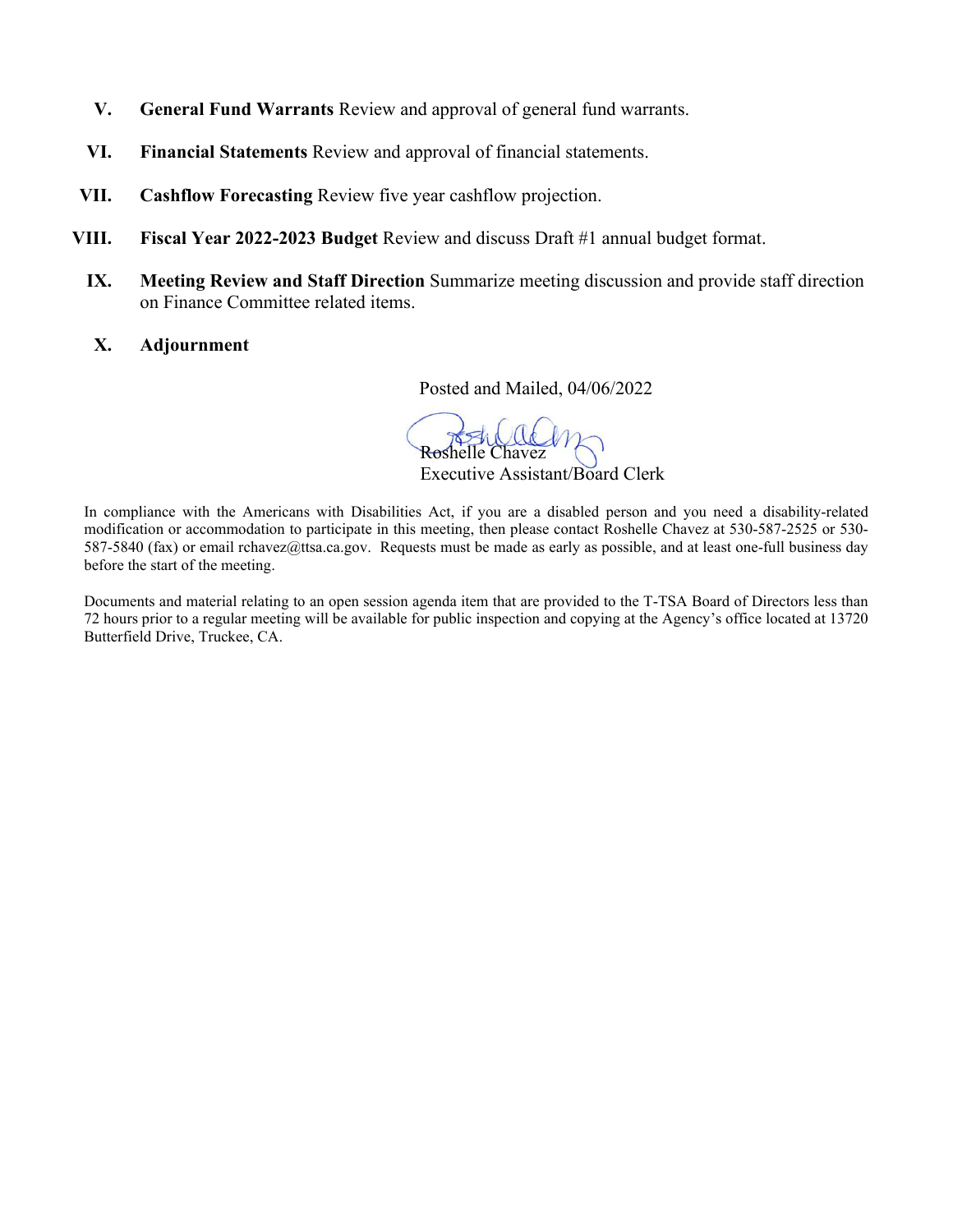**V. General Fund Warrants** Review and approval of general fund warrants.

**VI. Financial Statements** Review and approval of financial statements.

**VII. Cashflow Forecasting** Review five year cashflow projection.

**VIII. Fiscal Year 2022-2023 Budget** Review and discuss Draft #1 annual budget format.

**IX. Meeting Review and Staff Direction** Summarize meeting discussion and provide staff direction on Finance Committee related items.

**X. Adjournment**

Posted and Mailed, 04/06/2022

Roshelle Chavez
Executive Assistant/Board Clerk

In compliance with the Americans with Disabilities Act, if you are a disabled person and you need a disability-related modification or accommodation to participate in this meeting, then please contact Roshelle Chavez at 530-587-2525 or 530-587-5840 (fax) or email rchavez@ttsa.ca.gov. Requests must be made as early as possible, and at least one-full business day before the start of the meeting.

Documents and material relating to an open session agenda item that are provided to the T-TSA Board of Directors less than 72 hours prior to a regular meeting will be available for public inspection and copying at the Agency's office located at 13720 Butterfield Drive, Truckee, CA.